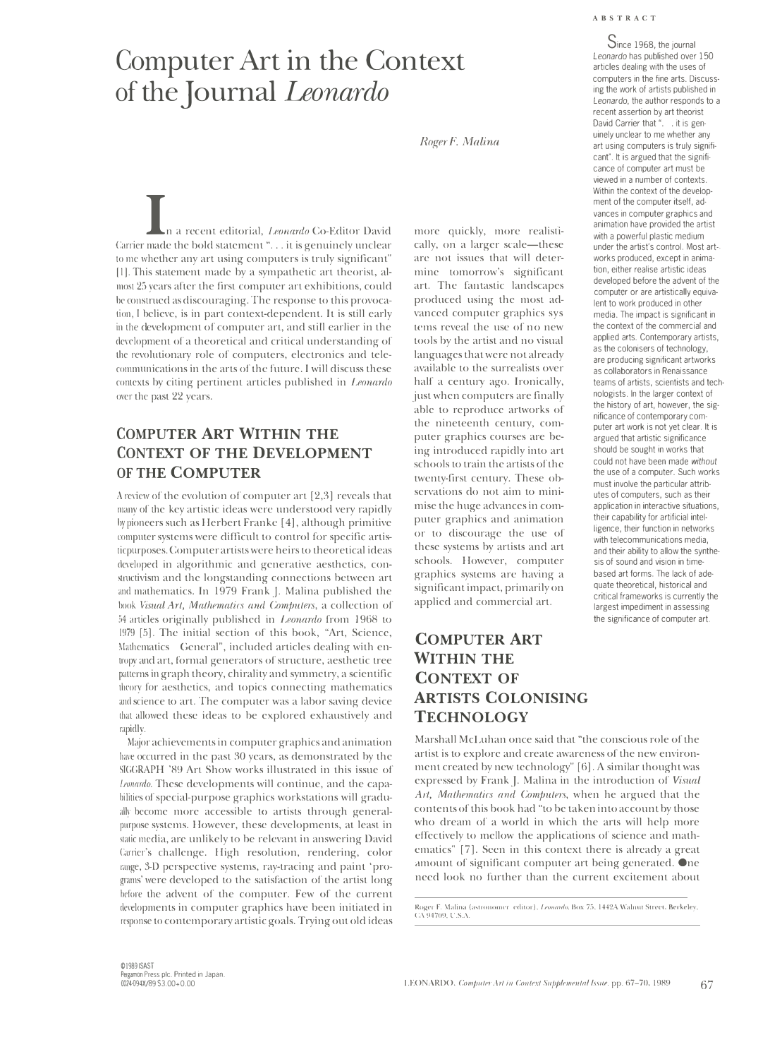# Computer Art in the Context of the Journal *Leonardo*

*Roger F. Malina*

**ABSTRACT**

Since 1968, the journal *Leonardo* has published over 150 articles dealing with the uses of computers in the fine arts. Discussing the work of artists published in *Leonardo*, the author responds to a recent assertion by art theorist David Carrier that ". . . it is genuinely unclear to me whether any art using computers is truly significant". It is argued that the significance of computer art must be viewed in a number of contexts. Within the context of the development of the computer itself, advances in computer graphics and animation have provided the artist with a powerful plastic medium under the artist's control. Most artworks produced, except in animation, either realise artistic ideas developed before the advent of the computer or are artistically equivalent to work produced in other media. The impact is significant in the context of the commercial and applied arts. Contemporary artists, as the colonisers of technology, are producing significant artworks as collaborators in Renaissance teams of artists, scientists and technologists. In the larger context of the history of art, however, the significance of contemporary computer art work is not yet clear. It is argued that artistic significance should be sought in works that could not have been made *without* the use of a computer. Such works must involve the particular attributes of computers, such as their application in interactive situations, their capability for artificial intelligence, their function in networks with telecommunications media, and their ability to allow the synthesis of sound and vision in time-based art forms. The lack of adequate theoretical, historical and critical frameworks is currently the largest impediment in assessing the significance of computer art.

In a recent editorial, *Leonardo* Co-Editor David Carrier made the bold statement ". . . it is genuinely unclear to me whether any art using computers is truly significant" [1]. This statement made by a sympathetic art theorist, almost 25 years after the first computer art exhibitions, could be construed as discouraging. The response to this provocation, I believe, is in part context-dependent. It is still early in the development of computer art, and still earlier in the development of a theoretical and critical understanding of the revolutionary role of computers, electronics and telecommunications in the arts of the future. I will discuss these contexts by citing pertinent articles published in *Leonardo* over the past 22 years.

## Computer Art Within the Context of the Development of the Computer

A review of the evolution of computer art [2,3] reveals that many of the key artistic ideas were understood very rapidly by pioneers such as Herbert Franke [4], although primitive computer systems were difficult to control for specific artistic purposes. Computer artists were heirs to theoretical ideas developed in algorithmic and generative aesthetics, constructivism and the longstanding connections between art and mathematics. In 1979 Frank J. Malina published the book *Visual Art, Mathematics and Computers*, a collection of 54 articles originally published in *Leonardo* from 1968 to 1979 [5]. The initial section of this book, "Art, Science, Mathematics General", included articles dealing with entropy and art, formal generators of structure, aesthetic tree patterns in graph theory, chirality and symmetry, a scientific theory for aesthetics, and topics connecting mathematics and science to art. The computer was a labor saving device that allowed these ideas to be explored exhaustively and rapidly.

Major achievements in computer graphics and animation have occurred in the past 30 years, as demonstrated by the SIGGRAPH '89 Art Show works illustrated in this issue of *Leonardo*. These developments will continue, and the capabilities of special-purpose graphics workstations will gradually become more accessible to artists through general-purpose systems. However, these developments, at least in static media, are unlikely to be relevant in answering David Carrier's challenge. High resolution, rendering, color range, 3-D perspective systems, ray-tracing and paint 'programs' were developed to the satisfaction of the artist long before the advent of the computer. Few of the current developments in computer graphics have been initiated in response to contemporary artistic goals. Trying out old ideas more quickly, more realistically, on a larger scale—these are not issues that will determine tomorrow's significant art. The fantastic landscapes produced using the most advanced computer graphics systems reveal the use of no new tools by the artist and no visual languages that were not already available to the surrealists over half a century ago. Ironically, just when computers are finally able to reproduce artworks of the nineteenth century, computer graphics courses are being introduced rapidly into art schools to train the artists of the twenty-first century. These observations do not aim to minimise the huge advances in computer graphics and animation or to discourage the use of these systems by artists and art schools. However, computer graphics systems are having a significant impact, primarily on applied and commercial art.

## Computer Art Within the Context of Artists Colonising Technology

Marshall McLuhan once said that "the conscious role of the artist is to explore and create awareness of the new environment created by new technology" [6]. A similar thought was expressed by Frank J. Malina in the introduction of *Visual Art, Mathematics and Computers*, when he argued that the contents of this book had "to be taken into account by those who dream of a world in which the arts will help more effectively to mellow the applications of science and mathematics" [7]. Seen in this context there is already a great amount of significant computer art being generated. One need look no further than the current excitement about

Roger F. Malina (astronomer editor), *Leonardo*, Box 75, 1442A Walnut Street, Berkeley, CA 94709, U.S.A.

©1989 ISAST
Pergamon Press plc. Printed in Japan.
0024-094X/89 $3.00+0.00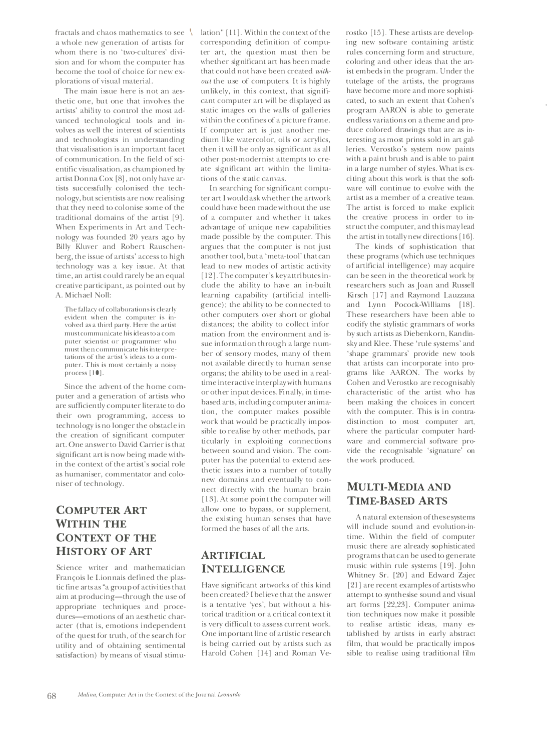fractals and chaos mathematics to see a whole new generation of artists for whom there is no 'two-cultures' division and for whom the computer has become the tool of choice for new explorations of visual material.

The main issue here is not an aesthetic one, but one that involves the artists' ability to control the most advanced technological tools and involves as well the interest of scientists and technologists in understanding that visualisation is an important facet of communication. In the field of scientific visualisation, as championed by artist Donna Cox [8], not only have artists successfully colonised the technology, but scientists are now realising that they need to colonise some of the traditional domains of the artist [9]. When Experiments in Art and Technology was founded 20 years ago by Billy Kluver and Robert Rauschenberg, the issue of artists' access to high technology was a key issue. At that time, an artist could rarely be an equal creative participant, as pointed out by A. Michael Noll:

> The fallacy of collaborations is clearly evident when the computer is involved as a third party. Here the artist must communicate his ideas to a computer scientist or programmer who must then communicate his interpretations of the artist's ideas to a computer. This is most certainly a noisy process [10].

Since the advent of the home computer and a generation of artists who are sufficiently computer literate to do their own programming, access to technology is no longer the obstacle in the creation of significant computer art. One answer to David Carrier is that significant art is now being made within the context of the artist's social role as humaniser, commentator and coloniser of technology.

## Computer Art Within the Context of the History of Art

Science writer and mathematician François le Lionnais defined the plastic fine arts as "a group of activities that aim at producing—through the use of appropriate techniques and procedures—emotions of an aesthetic character (that is, emotions independent of the quest for truth, of the search for utility and of obtaining sentimental satisfaction) by means of visual stimulation" [11]. Within the context of the corresponding definition of computer art, the question must then be whether significant art has been made that could not have been created *without* the use of computers. It is highly unlikely, in this context, that significant computer art will be displayed as static images on the walls of galleries within the confines of a picture frame. If computer art is just another medium like watercolor, oils or acrylics, then it will be only as significant as all other post-modernist attempts to create significant art within the limitations of the static canvas.

In searching for significant computer art I would ask whether the artwork could have been made without the use of a computer and whether it takes advantage of unique new capabilities made possible by the computer. This argues that the computer is not just another tool, but a 'meta-tool' that can lead to new modes of artistic activity [12]. The computer's key attributes include the ability to have an in-built learning capability (artificial intelligence); the ability to be connected to other computers over short or global distances; the ability to collect information from the environment and issue information through a large number of sensory modes, many of them not available directly to human sense organs; the ability to be used in a real-time interactive interplay with humans or other input devices. Finally, in time-based arts, including computer animation, the computer makes possible work that would be practically impossible to realise by other methods, particularly in exploiting connections between sound and vision. The computer has the potential to extend aesthetic issues into a number of totally new domains and eventually to connect directly with the human brain [13]. At some point the computer will allow one to bypass, or supplement, the existing human senses that have formed the bases of all the arts.

## Artificial Intelligence

Have significant artworks of this kind been created? I believe that the answer is a tentative 'yes', but without a historical tradition or a critical context it is very difficult to assess current work. One important line of artistic research is being carried out by artists such as Harold Cohen [14] and Roman Verostko [15]. These artists are developing new software containing artistic rules concerning form and structure, coloring and other ideas that the artist embeds in the program. Under the tutelage of the artists, the programs have become more and more sophisticated, to such an extent that Cohen's program AARON is able to generate endless variations on a theme and produce colored drawings that are as interesting as most prints sold in art galleries. Verostko's system now paints with a paint brush and is able to paint in a large number of styles. What is exciting about this work is that the software will continue to evolve with the artist as a member of a creative team. The artist is forced to make explicit the creative process in order to instruct the computer, and this may lead the artist in totally new directions [16].

The kinds of sophistication that these programs (which use techniques of artificial intelligence) may acquire can be seen in the theoretical work by researchers such as Joan and Russell Kirsch [17] and Raymond Lauzzana and Lynn Pocock-Williams [18]. These researchers have been able to codify the stylistic grammars of works by such artists as Diebenkorn, Kandinsky and Klee. These 'rule systems' and 'shape grammars' provide new tools that artists can incorporate into programs like AARON. The works by Cohen and Verostko are recognisably characteristic of the artist who has been making the choices in concert with the computer. This is in contradistinction to most computer art, where the particular computer hardware and commercial software provide the recognisable 'signature' on the work produced.

## Multi-Media and Time-Based Arts

A natural extension of these systems will include sound and evolution-in-time. Within the field of computer music there are already sophisticated programs that can be used to generate music within rule systems [19]. John Whitney Sr. [20] and Edward Zajec [21] are recent examples of artists who attempt to synthesise sound and visual art forms [22,23]. Computer animation techniques now make it possible to realise artistic ideas, many established by artists in early abstract film, that would be practically impossible to realise using traditional film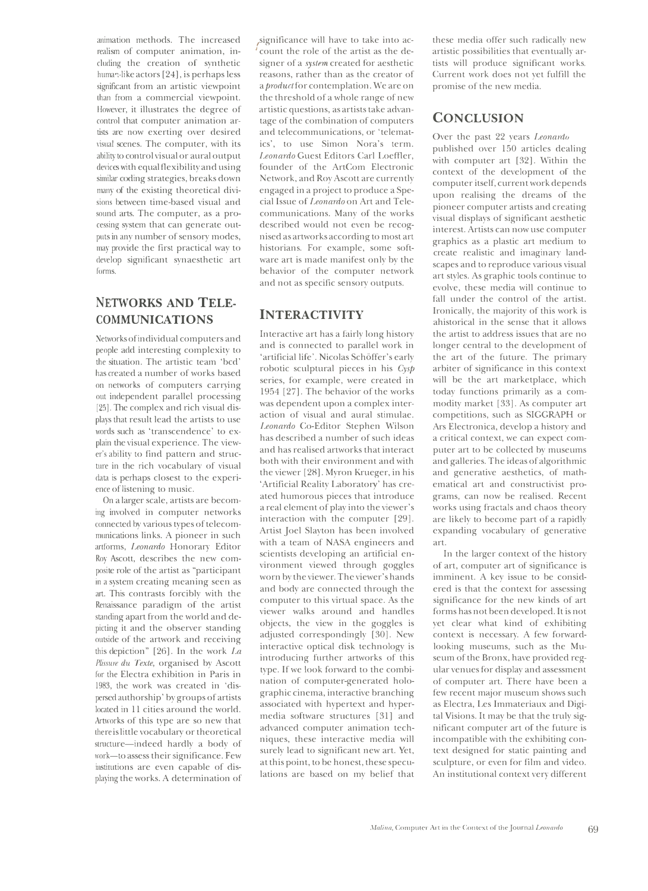animation methods. The increased realism of computer animation, including the creation of synthetic human-like actors [24], is perhaps less significant from an artistic viewpoint than from a commercial viewpoint. However, it illustrates the degree of control that computer animation artists are now exerting over desired visual scenes. The computer, with its ability to control visual or aural output devices with equal flexibility and using similar coding strategies, breaks down many of the existing theoretical divisions between time-based visual and sound arts. The computer, as a processing system that can generate outputs in any number of sensory modes, may provide the first practical way to develop significant synaesthetic art forms.

## Networks and Telecommunications

Networks of individual computers and people add interesting complexity to the situation. The artistic team 'bcd' has created a number of works based on networks of computers carrying out independent parallel processing [25]. The complex and rich visual displays that result lead the artists to use words such as 'transcendence' to explain the visual experience. The viewer's ability to find pattern and structure in the rich vocabulary of visual data is perhaps closest to the experience of listening to music.

On a larger scale, artists are becoming involved in computer networks connected by various types of telecommunications links. A pioneer in such artforms, *Leonardo* Honorary Editor Roy Ascott, describes the new composite role of the artist as "participant in a system creating meaning seen as art. This contrasts forcibly with the Renaissance paradigm of the artist standing apart from the world and depicting it and the observer standing outside of the artwork and receiving this depiction" [26]. In the work *La Plissure du Texte*, organised by Ascott for the Electra exhibition in Paris in 1983, the work was created in 'dispersed authorship' by groups of artists located in 11 cities around the world. Artworks of this type are so new that there is little vocabulary or theoretical structure—indeed hardly a body of work—to assess their significance. Few institutions are even capable of displaying the works. A determination of significance will have to take into account the role of the artist as the designer of a *system* created for aesthetic reasons, rather than as the creator of a *product* for contemplation. We are on the threshold of a whole range of new artistic questions, as artists take advantage of the combination of computers and telecommunications, or 'telematics', to use Simon Nora's term. *Leonardo* Guest Editors Carl Loeffler, founder of the ArtCom Electronic Network, and Roy Ascott are currently engaged in a project to produce a Special Issue of *Leonardo* on Art and Telecommunications. Many of the works described would not even be recognised as artworks according to most art historians. For example, some software art is made manifest only by the behavior of the computer network and not as specific sensory outputs.

## Interactivity

Interactive art has a fairly long history and is connected to parallel work in 'artificial life'. Nicolas Schöffer's early robotic sculptural pieces in his *Cysp* series, for example, were created in 1954 [27]. The behavior of the works was dependent upon a complex interaction of visual and aural stimulae. *Leonardo* Co-Editor Stephen Wilson has described a number of such ideas and has realised artworks that interact both with their environment and with the viewer [28]. Myron Krueger, in his 'Artificial Reality Laboratory' has created humorous pieces that introduce a real element of play into the viewer's interaction with the computer [29]. Artist Joel Slayton has been involved with a team of NASA engineers and scientists developing an artificial environment viewed through goggles worn by the viewer. The viewer's hands and body are connected through the computer to this virtual space. As the viewer walks around and handles objects, the view in the goggles is adjusted correspondingly [30]. New interactive optical disk technology is introducing further artworks of this type. If we look forward to the combination of computer-generated holographic cinema, interactive branching associated with hypertext and hypermedia software structures [31] and advanced computer animation techniques, these interactive media will surely lead to significant new art. Yet, at this point, to be honest, these speculations are based on my belief that these media offer such radically new artistic possibilities that eventually artists will produce significant works. Current work does not yet fulfill the promise of the new media.

## Conclusion

Over the past 22 years *Leonardo* published over 150 articles dealing with computer art [32]. Within the context of the development of the computer itself, current work depends upon realising the dreams of the pioneer computer artists and creating visual displays of significant aesthetic interest. Artists can now use computer graphics as a plastic art medium to create realistic and imaginary landscapes and to reproduce various visual art styles. As graphic tools continue to evolve, these media will continue to fall under the control of the artist. Ironically, the majority of this work is ahistorical in the sense that it allows the artist to address issues that are no longer central to the development of the art of the future. The primary arbiter of significance in this context will be the art marketplace, which today functions primarily as a commodity market [33]. As computer art competitions, such as SIGGRAPH or Ars Electronica, develop a history and a critical context, we can expect computer art to be collected by museums and galleries. The ideas of algorithmic and generative aesthetics, of mathematical art and constructivist programs, can now be realised. Recent works using fractals and chaos theory are likely to become part of a rapidly expanding vocabulary of generative art.

In the larger context of the history of art, computer art of significance is imminent. A key issue to be considered is that the context for assessing significance for the new kinds of art forms has not been developed. It is not yet clear what kind of exhibiting context is necessary. A few forward-looking museums, such as the Museum of the Bronx, have provided regular venues for display and assessment of computer art. There have been a few recent major museum shows such as Electra, Les Immateriaux and Digital Visions. It may be that the truly significant computer art of the future is incompatible with the exhibiting context designed for static painting and sculpture, or even for film and video. An institutional context very different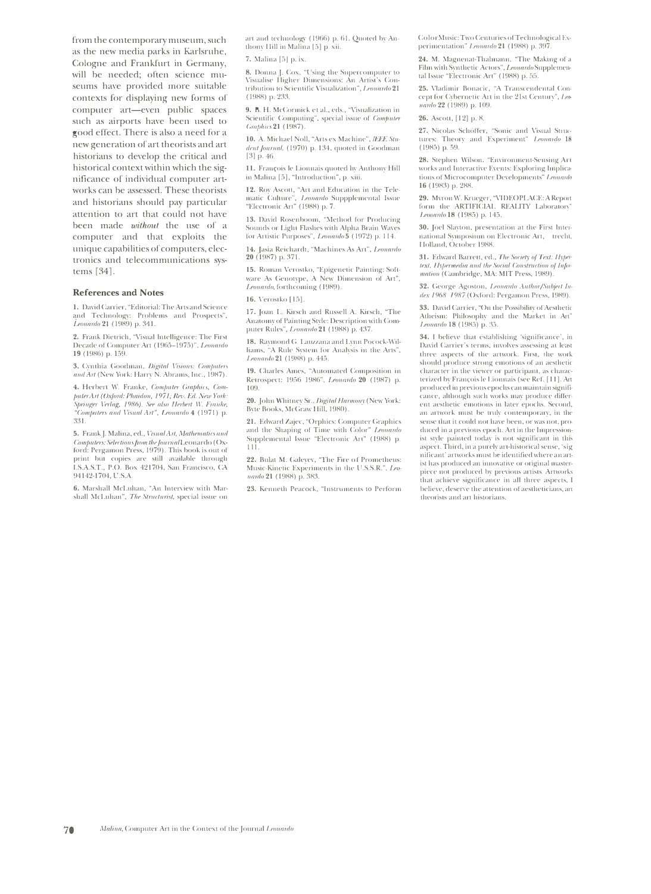from the contemporary museum, such as the new media parks in Karlsruhe, Cologne and Frankfurt in Germany, will be needed; often science museums have provided more suitable contexts for displaying new forms of computer art—even public spaces such as airports have been used to good effect. There is also a need for a new generation of art theorists and art historians to develop the critical and historical context within which the significance of individual computer artworks can be assessed. These theorists and historians should pay particular attention to art that could not have been made *without* the use of a computer and that exploits the unique capabilities of computers, electronics and telecommunications systems [34].

### References and Notes

**1.** David Carrier, "Editorial: The Arts and Science and Technology: Problems and Prospects", *Leonardo* **21** (1989) p. 341.

**2.** Frank Dietrich, "Visual Intelligence: The First Decade of Computer Art (1965–1975)", *Leonardo* **19** (1986) p. 159.

**3.** Cynthia Goodman, *Digital Visions: Computers and Art* (New York: Harry N. Abrams, Inc., 1987).

**4.** Herbert W. Franke, *Computer Graphics, Computer Art (Oxford: Phaidon, 1971; Rev. Ed. New York: Springer Verlag, 1986). See also Herbert W. Franke, "Computers and Visual Art", Leonardo* **4** (1971) p. 331.

**5.** Frank J. Malina, ed., *Visual Art, Mathematics and Computers: Selections from the Journal* Leonardo (Oxford: Pergamon Press, 1979). This book is out of print but copies are still available through I.S.A.S.T., P.O. Box 421704, San Francisco, CA 94142-1704, U.S.A.

**6.** Marshall McLuhan, "An Interview with Marshall McLuhan", *The Structurist*, special issue on art and technology (1966) p. 61. Quoted by Anthony Hill in Malina [5] p. xii.

**7.** Malina [5] p. ix.

**8.** Donna J. Cox, "Using the Supercomputer to Visualise Higher Dimensions: An Artist's Contribution to Scientific Visualization", *Leonardo* **21** (1988) p. 233.

**9.** B. H. McCormick et al., eds., "Visualization in Scientific Computing", special issue of *Computer Graphics* **21** (1987).

**10.** A. Michael Noll, "Arts ex Machine", *IEEE Student Journal*, (1970) p. 134, quoted in Goodman [3] p. 46.

**11.** François le Lionnais quoted by Anthony Hill in Malina [5], "Introduction", p. xiii.

**12.** Roy Ascott, "Art and Education in the Telematic Culture", *Leonardo* Suppplemental Issue "Electronic Art" (1988) p. 7.

**13.** David Rosenboom, "Method for Producing Sounds or Light Flashes with Alpha Brain Waves for Artistic Purposes", *Leonardo* **5** (1972) p. 114.

**14.** Jasia Reichardt, "Machines As Art", *Leonardo* **20** (1987) p. 371.

**15.** Roman Verostko, "Epigenetic Painting: Software As Genotype, A New Dimension of Art", *Leonardo*, forthcoming (1989).

**16.** Verostko [15].

**17.** Joan L. Kirsch and Russell A. Kirsch, "The Anatomy of Painting Style: Description with Computer Rules", *Leonardo* **21** (1988) p. 437.

**18.** Raymond G. Lauzzana and Lynn Pocock-Williams, "A Rule System for Analysis in the Arts", *Leonardo* **21** (1988) p. 445.

**19.** Charles Ames, "Automated Composition in Retrospect: 1956–1986", *Leonardo* **20** (1987) p. 109.

**20.** John Whitney Sr., *Digital Harmony* (New York: Byte Books, McGraw Hill, 1980).

**21.** Edward Zajec, "Orphics: Computer Graphics and the Shaping of Time with Color" *Leonardo* Supplemental Issue "Electronic Art" (1988) p. 111.

**22.** Bulat M. Galeyev, "The Fire of Prometheus: Music-Kinetic Experiments in the U.S.S.R.", *Leonardo* **21** (1988) p. 383.

**23.** Kenneth Peacock, "Instruments to Perform Color Music: Two Centuries of Technological Experimentation" *Leonardo* **21** (1988) p. 397.

**24.** M. Magnenat-Thalmann, "The Making of a Film with Synthetic Actors", *Leonardo* Supplemental Issue "Electronic Art" (1988) p. 55.

**25.** Vladimir Bonacic, "A Transcendental Concept for Cybernetic Art in the 21st Century", *Leonardo* **22** (1989) p. 109.

**26.** Ascott, [12] p. 8.

**27.** Nicolas Schöffer, "Sonic and Visual Structures: Theory and Experiment" *Leonardo* **18** (1985) p. 59.

**28.** Stephen Wilson, "Environment-Sensing Artworks and Interactive Events: Exploring Implications of Microcomputer Developments" *Leonardo* **16** (1983) p. 288.

**29.** Myron W. Krueger, "VIDEOPLACE: A Report form the ARTIFICIAL REALITY Laboratory" *Leonardo* **18** (1985) p. 145.

**30.** Joel Slayton, presentation at the First International Symposium on Electronic Art, Utrecht, Holland, October 1988.

**31.** Edward Barrett, ed., *The Society of Text: Hypertext, Hypermedia and the Social Construction of Information* (Cambridge, MA: MIT Press, 1989).

**32.** George Agoston, *Leonardo Author/Subject Index 1968–1987* (Oxford: Pergamon Press, 1989).

**33.** David Carrier, "On the Possibility of Aesthetic Atheism: Philosophy and the Market in Art" *Leonardo* **18** (1985) p. 35.

**34.** I believe that establishing 'significance', in David Carrier's terms, involves assessing at least three aspects of the artwork. First, the work should produce strong emotions of an aesthetic character in the viewer or participant, as characterized by François le Lionnais (see Ref. [11]). Art produced in previous epochs can maintain significance, although such works may produce different aesthetic emotions in later epochs. Second, an artwork must be truly contemporary, in the sense that it could not have been, or was not, produced in a previous epoch. Art in the Impressionist style painted today is not significant in this aspect. Third, in a purely art-historical sense, 'significant' artworks must be identified where an artist has produced an innovative or original masterpiece not produced by previous artists. Artworks that achieve significance in all three aspects, I believe, deserve the attention of aestheticians, art theorists and art historians.